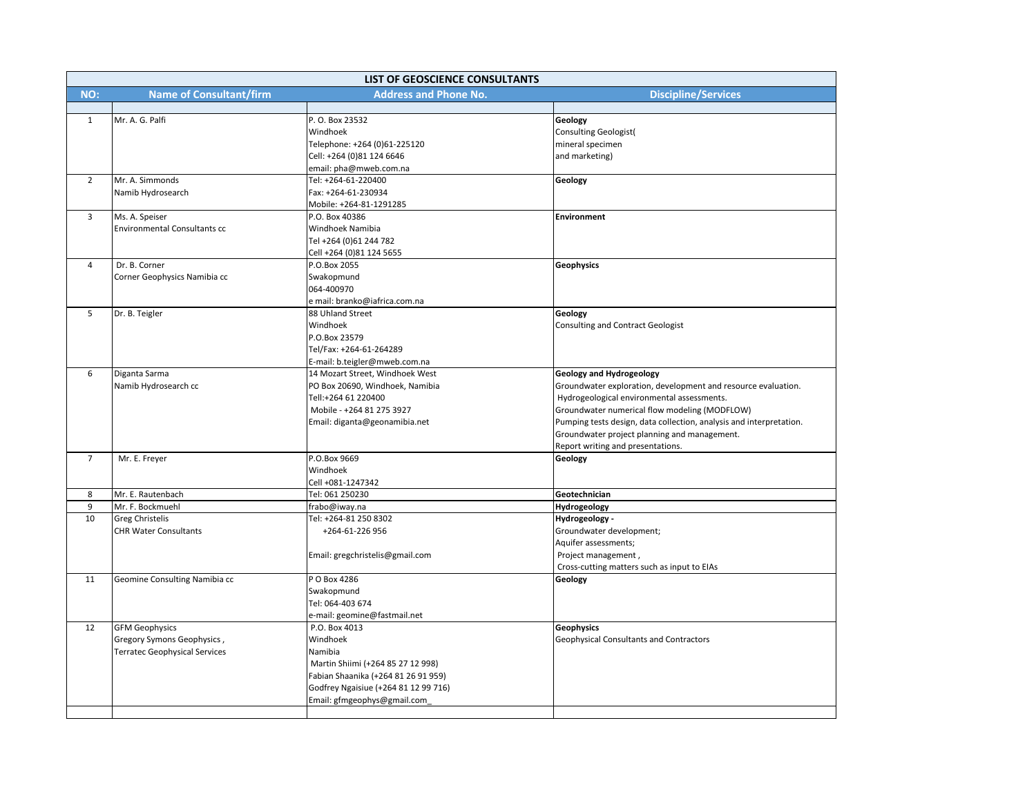| LIST OF GEOSCIENCE CONSULTANTS | | | |
|---|---|---|---|
| **NO:** | **Name of Consultant/firm** | **Address and Phone No.** | **Discipline/Services** |
| | | | |
| 1 | Mr. A. G. Palfi | P. O. Box 23532<br>Windhoek<br>Telephone: +264 (0)61-225120<br>Cell: +264 (0)81 124 6646<br>email: pha@mweb.com.na | **Geology**<br>Consulting Geologist(<br>mineral specimen<br>and marketing) |
| 2 | Mr. A. Simmonds<br>Namib Hydrosearch | Tel: +264-61-220400<br>Fax: +264-61-230934<br>Mobile: +264-81-1291285 | **Geology** |
| 3 | Ms. A. Speiser<br>Environmental Consultants cc | P.O. Box 40386<br>Windhoek Namibia<br>Tel +264 (0)61 244 782<br>Cell +264 (0)81 124 5655 | **Environment** |
| 4 | Dr. B. Corner<br>Corner Geophysics Namibia cc | P.O.Box 2055<br>Swakopmund<br>064-400970<br>e mail: branko@iafrica.com.na | **Geophysics** |
| 5 | Dr. B. Teigler | 88 Uhland Street<br>Windhoek<br>P.O.Box 23579<br>Tel/Fax: +264-61-264289<br>E-mail: b.teigler@mweb.com.na | **Geology**<br>Consulting and Contract Geologist |
| 6 | Diganta Sarma<br>Namib Hydrosearch cc | 14 Mozart Street, Windhoek West<br>PO Box 20690, Windhoek, Namibia<br>Tell:+264 61 220400<br>Mobile - +264 81 275 3927<br>Email: diganta@geonamibia.net | **Geology and Hydrogeology**<br>Groundwater exploration, development and resource evaluation.<br>Hydrogeological environmental assessments.<br>Groundwater numerical flow modeling (MODFLOW)<br>Pumping tests design, data collection, analysis and interpretation.<br>Groundwater project planning and management.<br>Report writing and presentations. |
| 7 | Mr. E. Freyer | P.O.Box 9669<br>Windhoek<br>Cell +081-1247342 | **Geology** |
| 8 | Mr. E. Rautenbach | Tel: 061 250230 | **Geotechnician** |
| 9 | Mr. F. Bockmuehl | frabo@iway.na | **Hydrogeology** |
| 10 | Greg Christelis<br>CHR Water Consultants | Tel: +264-81 250 8302<br>+264-61-226 956<br><br>Email: gregchristelis@gmail.com | **Hydrogeology -**<br>Groundwater development;<br>Aquifer assessments;<br>Project management ,<br>Cross-cutting matters such as input to EIAs |
| 11 | Geomine Consulting Namibia cc | P O Box 4286<br>Swakopmund<br>Tel: 064-403 674<br>e-mail: geomine@fastmail.net | **Geology** |
| 12 | GFM Geophysics<br>Gregory Symons Geophysics ,<br>Terratec Geophysical Services | P.O. Box 4013<br>Windhoek<br>Namibia<br>Martin Shiimi (+264 85 27 12 998)<br>Fabian Shaanika (+264 81 26 91 959)<br>Godfrey Ngaisiue (+264 81 12 99 716)<br>Email: gfmgeophys@gmail.com_ | **Geophysics**<br>Geophysical Consultants and Contractors |
| | | | |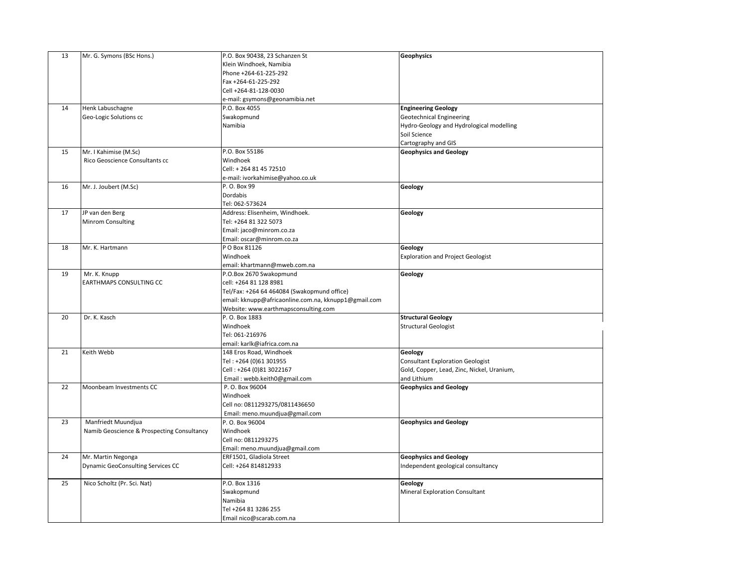| | | | |
|---|---|---|---|
| 13 | Mr. G. Symons (BSc Hons.) | P.O. Box 90438, 23 Schanzen St<br>Klein Windhoek, Namibia<br>Phone +264-61-225-292<br>Fax +264-61-225-292<br>Cell +264-81-128-0030<br>e-mail: gsymons@geonamibia.net | **Geophysics** |
| 14 | Henk Labuschagne<br>Geo-Logic Solutions cc | P.O. Box 4055<br>Swakopmund<br>Namibia | **Engineering Geology**<br>Geotechnical Engineering<br>Hydro-Geology and Hydrological modelling<br>Soil Science<br>Cartography and GIS |
| 15 | Mr. I Kahimise (M.Sc)<br>Rico Geoscience Consultants cc | P.O. Box 55186<br>Windhoek<br>Cell: + 264 81 45 72510<br>e-mail: ivorkahimise@yahoo.co.uk | **Geophysics and Geology** |
| 16 | Mr. J. Joubert (M.Sc) | P. O. Box 99<br>Dordabis<br>Tel: 062-573624 | **Geology** |
| 17 | JP van den Berg<br>Minrom Consulting | Address: Elisenheim, Windhoek.<br>Tel: +264 81 322 5073<br>Email: jaco@minrom.co.za<br>Email: oscar@minrom.co.za | **Geology** |
| 18 | Mr. K. Hartmann | P O Box 81126<br>Windhoek<br>email: khartmann@mweb.com.na | **Geology**<br>Exploration and Project Geologist |
| 19 | Mr. K. Knupp<br>EARTHMAPS CONSULTING CC | P.O.Box 2670 Swakopmund<br>cell: +264 81 128 8981<br>Tel/Fax: +264 64 464084 (Swakopmund office)<br>email: kknupp@africaonline.com.na, kknupp1@gmail.com<br>Website: www.earthmapsconsulting.com | **Geology** |
| 20 | Dr. K. Kasch | P. O. Box 1883<br>Windhoek<br>Tel: 061-216976<br>email: karlk@iafrica.com.na | **Structural Geology**<br>Structural Geologist |
| 21 | Keith Webb | 148 Eros Road, Windhoek<br>Tel : +264 (0)61 301955<br>Cell : +264 (0)81 3022167<br>Email : webb.keith0@gmail.com | **Geology**<br>Consultant Exploration Geologist<br>Gold, Copper, Lead, Zinc, Nickel, Uranium,<br>and Lithium |
| 22 | Moonbeam Investments CC | P. O. Box 96004<br>Windhoek<br>Cell no: 0811293275/0811436650<br>Email: meno.muundjua@gmail.com | **Geophysics and Geology** |
| 23 | Manfriedt Muundjua<br>Namib Geoscience & Prospecting Consultancy | P. O. Box 96004<br>Windhoek<br>Cell no: 0811293275<br>Email: meno.muundjua@gmail.com | **Geophysics and Geology** |
| 24 | Mr. Martin Negonga<br>Dynamic GeoConsulting Services CC | ERF1501, Gladiola Street<br>Cell: +264 814812933 | **Geophysics and Geology**<br>Independent geological consultancy |
| 25 | Nico Scholtz (Pr. Sci. Nat) | P.O. Box 1316<br>Swakopmund<br>Namibia<br>Tel +264 81 3286 255<br>Email nico@scarab.com.na | **Geology**<br>Mineral Exploration Consultant |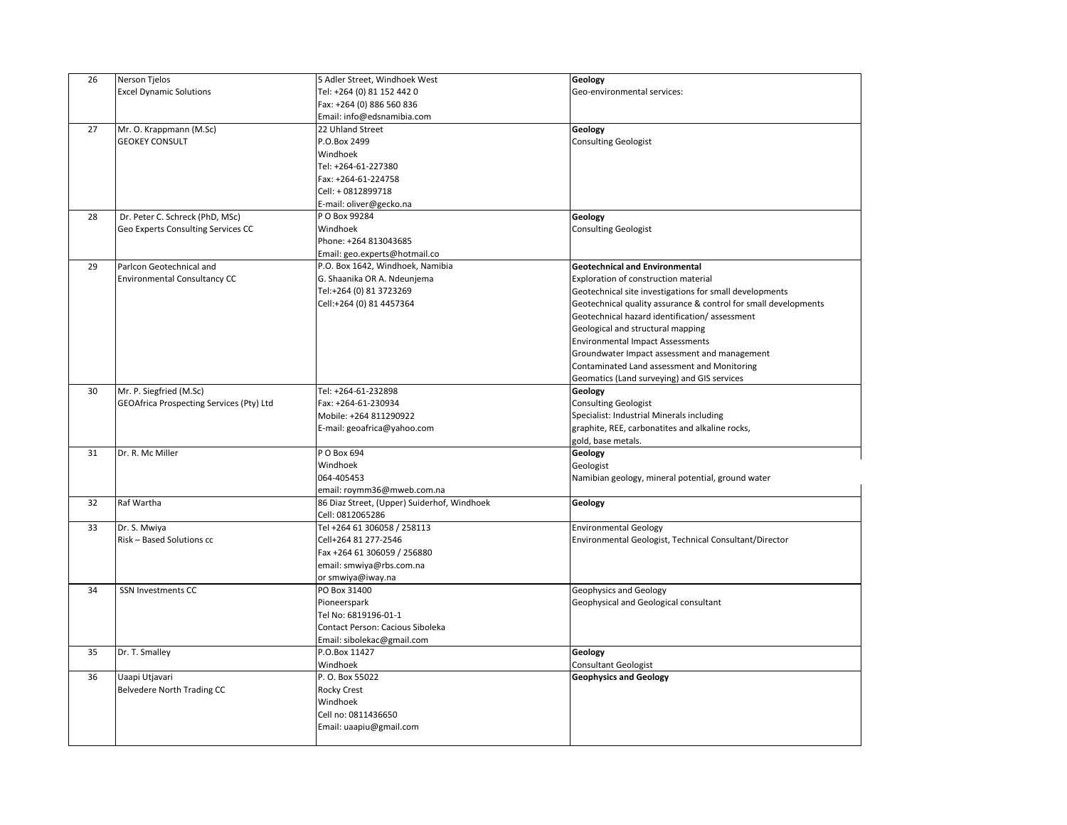| | | | |
|---|---|---|---|
| 26 | Nerson Tjelos<br>Excel Dynamic Solutions | 5 Adler Street, Windhoek West<br>Tel: +264 (0) 81 152 442 0<br>Fax: +264 (0) 886 560 836<br>Email: info@edsnamibia.com | **Geology**<br>Geo-environmental services: |
| 27 | Mr. O. Krappmann (M.Sc)<br>GEOKEY CONSULT | 22 Uhland Street<br>P.O.Box 2499<br>Windhoek<br>Tel: +264-61-227380<br>Fax: +264-61-224758<br>Cell: + 0812899718<br>E-mail: oliver@gecko.na | **Geology**<br>Consulting Geologist |
| 28 | Dr. Peter C. Schreck (PhD, MSc)<br>Geo Experts Consulting Services CC | P O Box 99284<br>Windhoek<br>Phone: +264 813043685<br>Email: geo.experts@hotmail.co | **Geology**<br>Consulting Geologist |
| 29 | Parlcon Geotechnical and<br>Environmental Consultancy CC | P.O. Box 1642, Windhoek, Namibia<br>G. Shaanika OR A. Ndeunjema<br>Tel:+264 (0) 81 3723269<br>Cell:+264 (0) 81 4457364 | **Geotechnical and Environmental**<br>Exploration of construction material<br>Geotechnical site investigations for small developments<br>Geotechnical quality assurance & control for small developments<br>Geotechnical hazard identification/ assessment<br>Geological and structural mapping<br>Environmental Impact Assessments<br>Groundwater Impact assessment and management<br>Contaminated Land assessment and Monitoring<br>Geomatics (Land surveying) and GIS services |
| 30 | Mr. P. Siegfried (M.Sc)<br>GEOAfrica Prospecting Services (Pty) Ltd | Tel: +264-61-232898<br>Fax: +264-61-230934<br>Mobile: +264 811290922<br>E-mail: geoafrica@yahoo.com | **Geology**<br>Consulting Geologist<br>Specialist: Industrial Minerals including<br>graphite, REE, carbonatites and alkaline rocks,<br>gold, base metals. |
| 31 | Dr. R. Mc Miller | P O Box 694<br>Windhoek<br>064-405453<br>email: roymm36@mweb.com.na | **Geology**<br>Geologist<br>Namibian geology, mineral potential, ground water |
| 32 | Raf Wartha | 86 Diaz Street, (Upper) Suiderhof, Windhoek<br>Cell: 0812065286 | **Geology** |
| 33 | Dr. S. Mwiya<br>Risk – Based Solutions cc | Tel +264 61 306058 / 258113<br>Cell+264 81 277-2546<br>Fax +264 61 306059 / 256880<br>email: smwiya@rbs.com.na<br>or smwiya@iway.na | Environmental Geology<br>Environmental Geologist, Technical Consultant/Director |
| 34 | SSN Investments CC | PO Box 31400<br>Pioneerspark<br>Tel No: 6819196-01-1<br>Contact Person: Cacious Siboleka<br>Email: sibolekac@gmail.com | Geophysics and Geology<br>Geophysical and Geological consultant |
| 35 | Dr. T. Smalley | P.O.Box 11427<br>Windhoek | **Geology**<br>Consultant Geologist |
| 36 | Uaapi Utjavari<br>Belvedere North Trading CC | P. O. Box 55022<br>Rocky Crest<br>Windhoek<br>Cell no: 0811436650<br>Email: uaapiu@gmail.com | **Geophysics and Geology** |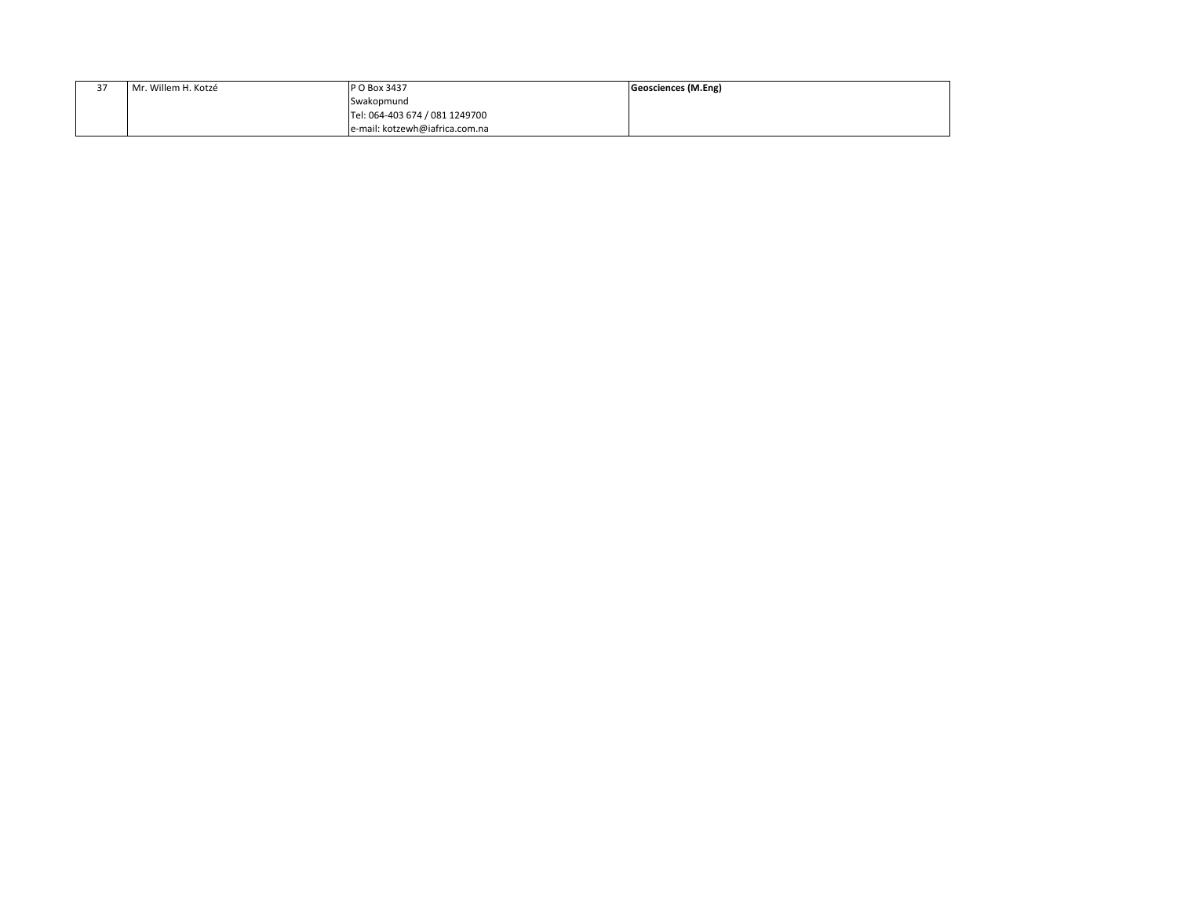| | | | |
|---|---|---|---|
| 37 | Mr. Willem H. Kotzé | P O Box 3437<br>Swakopmund<br>Tel: 064-403 674 / 081 1249700<br>e-mail: kotzewh@iafrica.com.na | **Geosciences (M.Eng)** |